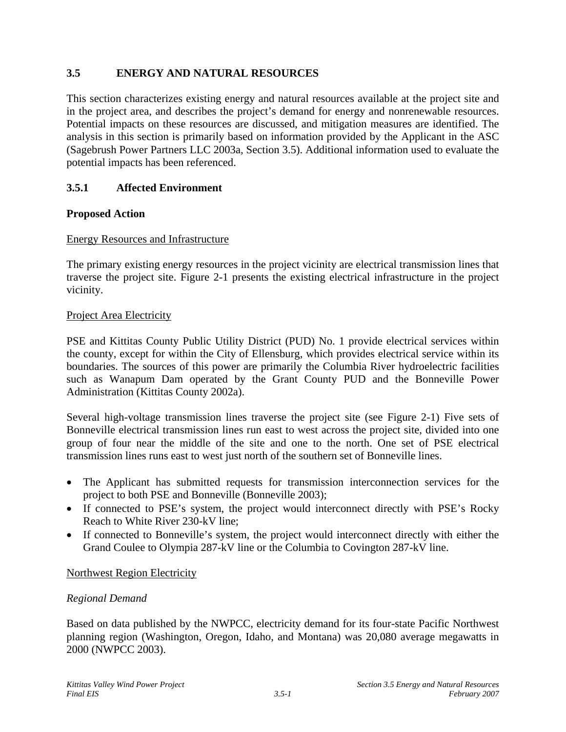## 3.5 ENERGY AND NATURAL RESOURCES

This section characterizes existing energy and natural resources available at the project site and in the project area, and describes the project's demand for energy and nonrenewable resources. Potential impacts on these resources are discussed, and mitigation measures are identified. The analysis in this section is primarily based on information provided by the Applicant in the ASC (Sagebrush Power Partners LLC 2003a, Section 3.5). Additional information used to evaluate the potential impacts has been referenced.

### 3.5.1 Affected Environment

#### Proposed Action

Energy Resources and Infrastructure

The primary existing energy resources in the project vicinity are electrical transmission lines that traverse the project site. Figure 2-1 presents the existing electrical infrastructure in the project vicinity.

Project Area Electricity

PSE and Kittitas County Public Utility District (PUD) No. 1 provide electrical services within the county, except for within the City of Ellensburg, which provides electrical service within its boundaries. The sources of this power are primarily the Columbia River hydroelectric facilities such as Wanapum Dam operated by the Grant County PUD and the Bonneville Power Administration (Kittitas County 2002a).

Several high-voltage transmission lines traverse the project site (see Figure 2-1) Five sets of Bonneville electrical transmission lines run east to west across the project site, divided into one group of four near the middle of the site and one to the north. One set of PSE electrical transmission lines runs east to west just north of the southern set of Bonneville lines.

- The Applicant has submitted requests for transmission interconnection services for the project to both PSE and Bonneville (Bonneville 2003);
- If connected to PSE's system, the project would interconnect directly with PSE's Rocky Reach to White River 230-kV line;
- If connected to Bonneville's system, the project would interconnect directly with either the Grand Coulee to Olympia 287-kV line or the Columbia to Covington 287-kV line.

Northwest Region Electricity

*Regional Demand*

Based on data published by the NWPCC, electricity demand for its four-state Pacific Northwest planning region (Washington, Oregon, Idaho, and Montana) was 20,080 average megawatts in 2000 (NWPCC 2003).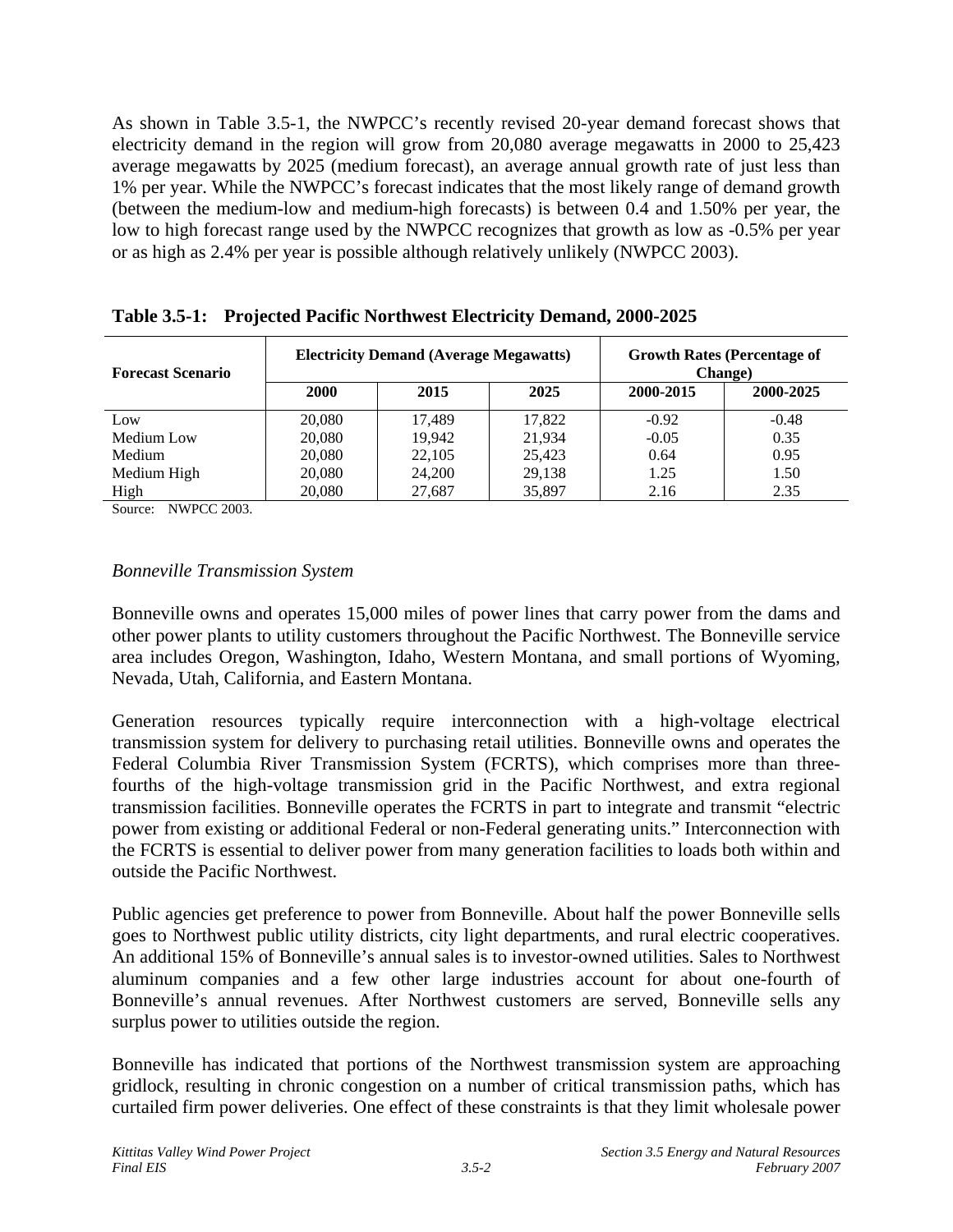As shown in Table 3.5-1, the NWPCC's recently revised 20-year demand forecast shows that electricity demand in the region will grow from 20,080 average megawatts in 2000 to 25,423 average megawatts by 2025 (medium forecast), an average annual growth rate of just less than 1% per year. While the NWPCC's forecast indicates that the most likely range of demand growth (between the medium-low and medium-high forecasts) is between 0.4 and 1.50% per year, the low to high forecast range used by the NWPCC recognizes that growth as low as -0.5% per year or as high as 2.4% per year is possible although relatively unlikely (NWPCC 2003).

**Table 3.5-1: Projected Pacific Northwest Electricity Demand, 2000-2025**

| Forecast Scenario | Electricity Demand (Average Megawatts) | | | Growth Rates (Percentage of Change) | |
|---|---|---|---|---|---|
| | 2000 | 2015 | 2025 | 2000-2015 | 2000-2025 |
| Low | 20,080 | 17,489 | 17,822 | -0.92 | -0.48 |
| Medium Low | 20,080 | 19,942 | 21,934 | -0.05 | 0.35 |
| Medium | 20,080 | 22,105 | 25,423 | 0.64 | 0.95 |
| Medium High | 20,080 | 24,200 | 29,138 | 1.25 | 1.50 |
| High | 20,080 | 27,687 | 35,897 | 2.16 | 2.35 |

Source: NWPCC 2003.

*Bonneville Transmission System*

Bonneville owns and operates 15,000 miles of power lines that carry power from the dams and other power plants to utility customers throughout the Pacific Northwest. The Bonneville service area includes Oregon, Washington, Idaho, Western Montana, and small portions of Wyoming, Nevada, Utah, California, and Eastern Montana.

Generation resources typically require interconnection with a high-voltage electrical transmission system for delivery to purchasing retail utilities. Bonneville owns and operates the Federal Columbia River Transmission System (FCRTS), which comprises more than three-fourths of the high-voltage transmission grid in the Pacific Northwest, and extra regional transmission facilities. Bonneville operates the FCRTS in part to integrate and transmit "electric power from existing or additional Federal or non-Federal generating units." Interconnection with the FCRTS is essential to deliver power from many generation facilities to loads both within and outside the Pacific Northwest.

Public agencies get preference to power from Bonneville. About half the power Bonneville sells goes to Northwest public utility districts, city light departments, and rural electric cooperatives. An additional 15% of Bonneville's annual sales is to investor-owned utilities. Sales to Northwest aluminum companies and a few other large industries account for about one-fourth of Bonneville's annual revenues. After Northwest customers are served, Bonneville sells any surplus power to utilities outside the region.

Bonneville has indicated that portions of the Northwest transmission system are approaching gridlock, resulting in chronic congestion on a number of critical transmission paths, which has curtailed firm power deliveries. One effect of these constraints is that they limit wholesale power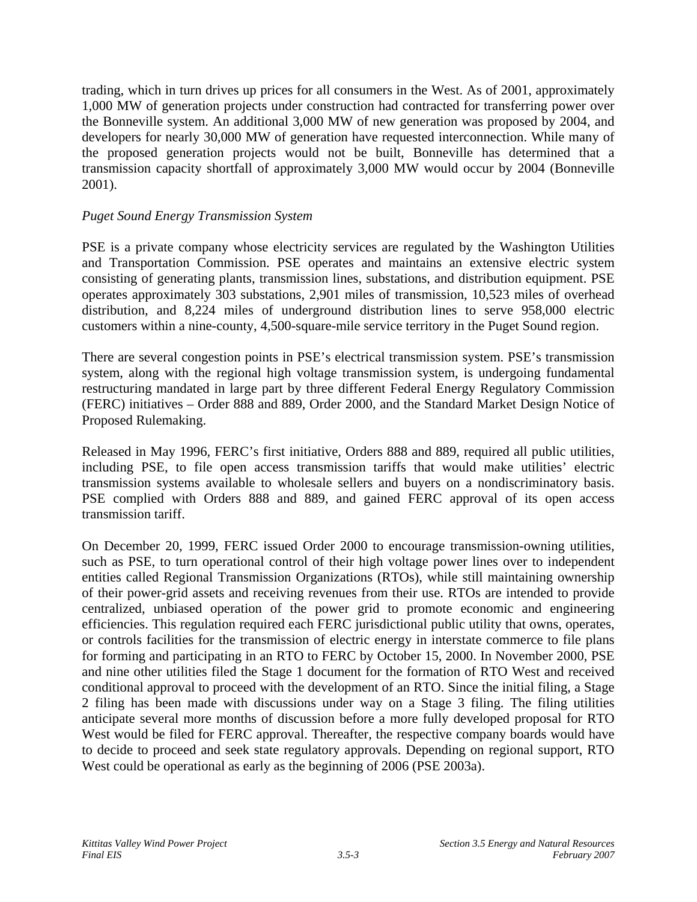trading, which in turn drives up prices for all consumers in the West. As of 2001, approximately 1,000 MW of generation projects under construction had contracted for transferring power over the Bonneville system. An additional 3,000 MW of new generation was proposed by 2004, and developers for nearly 30,000 MW of generation have requested interconnection. While many of the proposed generation projects would not be built, Bonneville has determined that a transmission capacity shortfall of approximately 3,000 MW would occur by 2004 (Bonneville 2001).

*Puget Sound Energy Transmission System*

PSE is a private company whose electricity services are regulated by the Washington Utilities and Transportation Commission. PSE operates and maintains an extensive electric system consisting of generating plants, transmission lines, substations, and distribution equipment. PSE operates approximately 303 substations, 2,901 miles of transmission, 10,523 miles of overhead distribution, and 8,224 miles of underground distribution lines to serve 958,000 electric customers within a nine-county, 4,500-square-mile service territory in the Puget Sound region.

There are several congestion points in PSE's electrical transmission system. PSE's transmission system, along with the regional high voltage transmission system, is undergoing fundamental restructuring mandated in large part by three different Federal Energy Regulatory Commission (FERC) initiatives – Order 888 and 889, Order 2000, and the Standard Market Design Notice of Proposed Rulemaking.

Released in May 1996, FERC's first initiative, Orders 888 and 889, required all public utilities, including PSE, to file open access transmission tariffs that would make utilities' electric transmission systems available to wholesale sellers and buyers on a nondiscriminatory basis. PSE complied with Orders 888 and 889, and gained FERC approval of its open access transmission tariff.

On December 20, 1999, FERC issued Order 2000 to encourage transmission-owning utilities, such as PSE, to turn operational control of their high voltage power lines over to independent entities called Regional Transmission Organizations (RTOs), while still maintaining ownership of their power-grid assets and receiving revenues from their use. RTOs are intended to provide centralized, unbiased operation of the power grid to promote economic and engineering efficiencies. This regulation required each FERC jurisdictional public utility that owns, operates, or controls facilities for the transmission of electric energy in interstate commerce to file plans for forming and participating in an RTO to FERC by October 15, 2000. In November 2000, PSE and nine other utilities filed the Stage 1 document for the formation of RTO West and received conditional approval to proceed with the development of an RTO. Since the initial filing, a Stage 2 filing has been made with discussions under way on a Stage 3 filing. The filing utilities anticipate several more months of discussion before a more fully developed proposal for RTO West would be filed for FERC approval. Thereafter, the respective company boards would have to decide to proceed and seek state regulatory approvals. Depending on regional support, RTO West could be operational as early as the beginning of 2006 (PSE 2003a).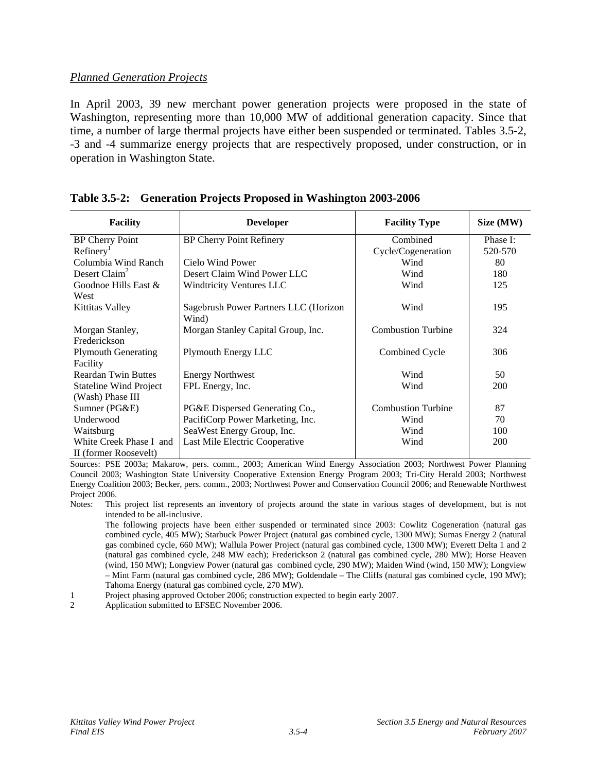*Planned Generation Projects*

In April 2003, 39 new merchant power generation projects were proposed in the state of Washington, representing more than 10,000 MW of additional generation capacity. Since that time, a number of large thermal projects have either been suspended or terminated. Tables 3.5-2, -3 and -4 summarize energy projects that are respectively proposed, under construction, or in operation in Washington State.

**Table 3.5-2: Generation Projects Proposed in Washington 2003-2006**

| Facility | Developer | Facility Type | Size (MW) |
|---|---|---|---|
| BP Cherry Point Refinery[1] | BP Cherry Point Refinery | Combined Cycle/Cogeneration | Phase I: 520-570 |
| Columbia Wind Ranch | Cielo Wind Power | Wind | 80 |
| Desert Claim[2] | Desert Claim Wind Power LLC | Wind | 180 |
| Goodnoe Hills East & West | Windtricity Ventures LLC | Wind | 125 |
| Kittitas Valley | Sagebrush Power Partners LLC (Horizon Wind) | Wind | 195 |
| Morgan Stanley, Frederickson | Morgan Stanley Capital Group, Inc. | Combustion Turbine | 324 |
| Plymouth Generating Facility | Plymouth Energy LLC | Combined Cycle | 306 |
| Reardan Twin Buttes | Energy Northwest | Wind | 50 |
| Stateline Wind Project (Wash) Phase III | FPL Energy, Inc. | Wind | 200 |
| Sumner (PG&E) | PG&E Dispersed Generating Co., | Combustion Turbine | 87 |
| Underwood | PacifiCorp Power Marketing, Inc. | Wind | 70 |
| Waitsburg | SeaWest Energy Group, Inc. | Wind | 100 |
| White Creek Phase I and II (former Roosevelt) | Last Mile Electric Cooperative | Wind | 200 |

Sources: PSE 2003a; Makarow, pers. comm., 2003; American Wind Energy Association 2003; Northwest Power Planning Council 2003; Washington State University Cooperative Extension Energy Program 2003; Tri-City Herald 2003; Northwest Energy Coalition 2003; Becker, pers. comm., 2003; Northwest Power and Conservation Council 2006; and Renewable Northwest Project 2006.

Notes: This project list represents an inventory of projects around the state in various stages of development, but is not intended to be all-inclusive.

The following projects have been either suspended or terminated since 2003: Cowlitz Cogeneration (natural gas combined cycle, 405 MW); Starbuck Power Project (natural gas combined cycle, 1300 MW); Sumas Energy 2 (natural gas combined cycle, 660 MW); Wallula Power Project (natural gas combined cycle, 1300 MW); Everett Delta 1 and 2 (natural gas combined cycle, 248 MW each); Frederickson 2 (natural gas combined cycle, 280 MW); Horse Heaven (wind, 150 MW); Longview Power (natural gas combined cycle, 290 MW); Maiden Wind (wind, 150 MW); Longview – Mint Farm (natural gas combined cycle, 286 MW); Goldendale – The Cliffs (natural gas combined cycle, 190 MW); Tahoma Energy (natural gas combined cycle, 270 MW).

1 Project phasing approved October 2006; construction expected to begin early 2007.

2 Application submitted to EFSEC November 2006.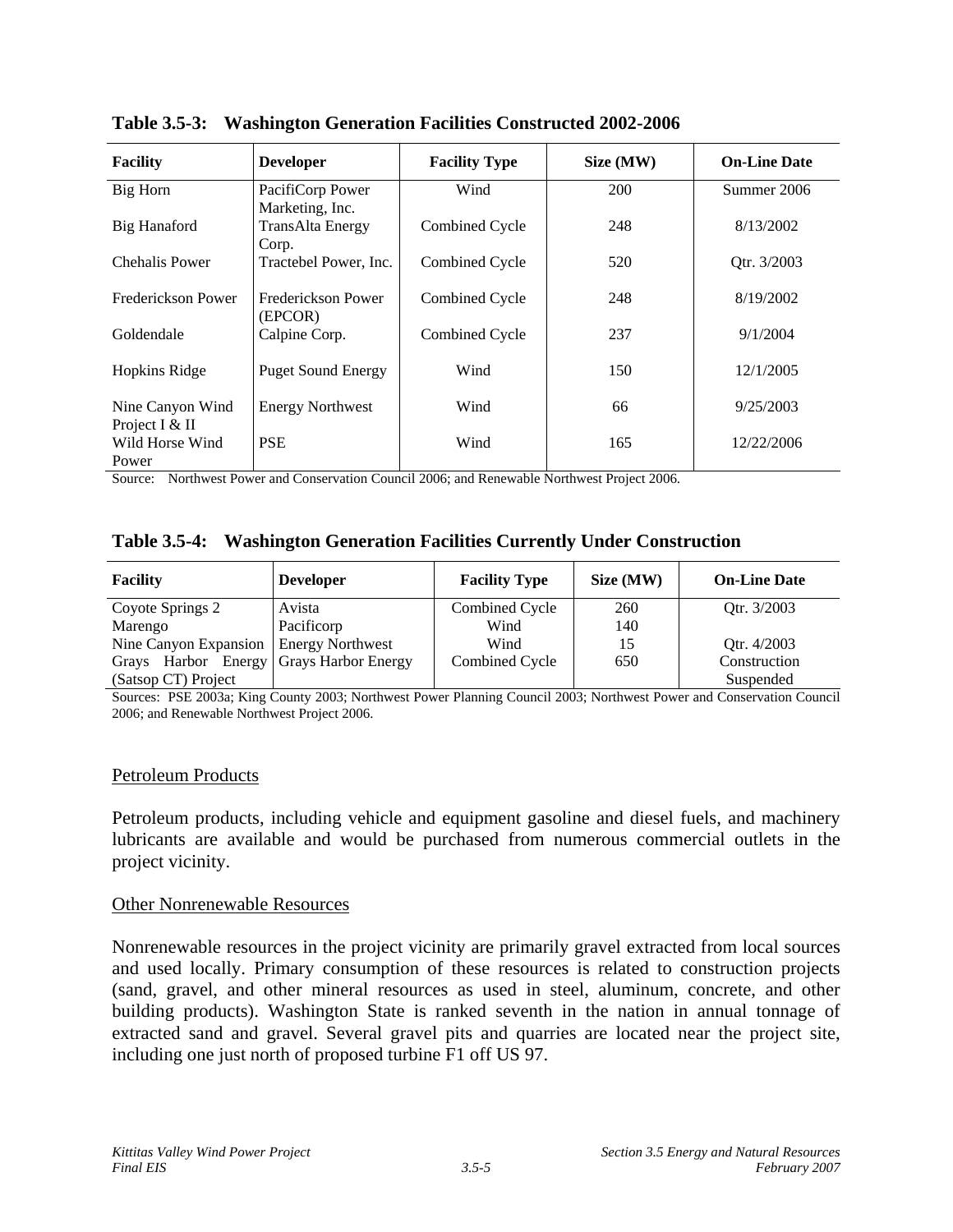**Table 3.5-3: Washington Generation Facilities Constructed 2002-2006**

| Facility | Developer | Facility Type | Size (MW) | On-Line Date |
|---|---|---|---|---|
| Big Horn | PacifiCorp Power Marketing, Inc. | Wind | 200 | Summer 2006 |
| Big Hanaford | TransAlta Energy Corp. | Combined Cycle | 248 | 8/13/2002 |
| Chehalis Power | Tractebel Power, Inc. | Combined Cycle | 520 | Qtr. 3/2003 |
| Frederickson Power | Frederickson Power (EPCOR) | Combined Cycle | 248 | 8/19/2002 |
| Goldendale | Calpine Corp. | Combined Cycle | 237 | 9/1/2004 |
| Hopkins Ridge | Puget Sound Energy | Wind | 150 | 12/1/2005 |
| Nine Canyon Wind Project I & II | Energy Northwest | Wind | 66 | 9/25/2003 |
| Wild Horse Wind Power | PSE | Wind | 165 | 12/22/2006 |

Source: Northwest Power and Conservation Council 2006; and Renewable Northwest Project 2006.

**Table 3.5-4: Washington Generation Facilities Currently Under Construction**

| Facility | Developer | Facility Type | Size (MW) | On-Line Date |
|---|---|---|---|---|
| Coyote Springs 2 | Avista | Combined Cycle | 260 | Qtr. 3/2003 |
| Marengo | Pacificorp | Wind | 140 | |
| Nine Canyon Expansion | Energy Northwest | Wind | 15 | Qtr. 4/2003 |
| Grays Harbor Energy (Satsop CT) Project | Grays Harbor Energy | Combined Cycle | 650 | Construction Suspended |

Sources: PSE 2003a; King County 2003; Northwest Power Planning Council 2003; Northwest Power and Conservation Council 2006; and Renewable Northwest Project 2006.

## Petroleum Products

Petroleum products, including vehicle and equipment gasoline and diesel fuels, and machinery lubricants are available and would be purchased from numerous commercial outlets in the project vicinity.

## Other Nonrenewable Resources

Nonrenewable resources in the project vicinity are primarily gravel extracted from local sources and used locally. Primary consumption of these resources is related to construction projects (sand, gravel, and other mineral resources as used in steel, aluminum, concrete, and other building products). Washington State is ranked seventh in the nation in annual tonnage of extracted sand and gravel. Several gravel pits and quarries are located near the project site, including one just north of proposed turbine F1 off US 97.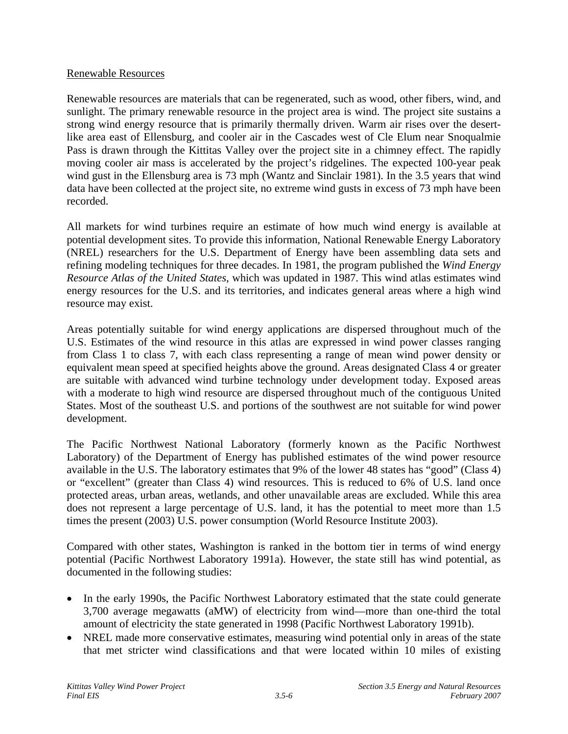Renewable Resources

Renewable resources are materials that can be regenerated, such as wood, other fibers, wind, and sunlight. The primary renewable resource in the project area is wind. The project site sustains a strong wind energy resource that is primarily thermally driven. Warm air rises over the desert-like area east of Ellensburg, and cooler air in the Cascades west of Cle Elum near Snoqualmie Pass is drawn through the Kittitas Valley over the project site in a chimney effect. The rapidly moving cooler air mass is accelerated by the project's ridgelines. The expected 100-year peak wind gust in the Ellensburg area is 73 mph (Wantz and Sinclair 1981). In the 3.5 years that wind data have been collected at the project site, no extreme wind gusts in excess of 73 mph have been recorded.

All markets for wind turbines require an estimate of how much wind energy is available at potential development sites. To provide this information, National Renewable Energy Laboratory (NREL) researchers for the U.S. Department of Energy have been assembling data sets and refining modeling techniques for three decades. In 1981, the program published the *Wind Energy Resource Atlas of the United States*, which was updated in 1987. This wind atlas estimates wind energy resources for the U.S. and its territories, and indicates general areas where a high wind resource may exist.

Areas potentially suitable for wind energy applications are dispersed throughout much of the U.S. Estimates of the wind resource in this atlas are expressed in wind power classes ranging from Class 1 to class 7, with each class representing a range of mean wind power density or equivalent mean speed at specified heights above the ground. Areas designated Class 4 or greater are suitable with advanced wind turbine technology under development today. Exposed areas with a moderate to high wind resource are dispersed throughout much of the contiguous United States. Most of the southeast U.S. and portions of the southwest are not suitable for wind power development.

The Pacific Northwest National Laboratory (formerly known as the Pacific Northwest Laboratory) of the Department of Energy has published estimates of the wind power resource available in the U.S. The laboratory estimates that 9% of the lower 48 states has "good" (Class 4) or "excellent" (greater than Class 4) wind resources. This is reduced to 6% of U.S. land once protected areas, urban areas, wetlands, and other unavailable areas are excluded. While this area does not represent a large percentage of U.S. land, it has the potential to meet more than 1.5 times the present (2003) U.S. power consumption (World Resource Institute 2003).

Compared with other states, Washington is ranked in the bottom tier in terms of wind energy potential (Pacific Northwest Laboratory 1991a). However, the state still has wind potential, as documented in the following studies:

- In the early 1990s, the Pacific Northwest Laboratory estimated that the state could generate 3,700 average megawatts (aMW) of electricity from wind—more than one-third the total amount of electricity the state generated in 1998 (Pacific Northwest Laboratory 1991b).
- NREL made more conservative estimates, measuring wind potential only in areas of the state that met stricter wind classifications and that were located within 10 miles of existing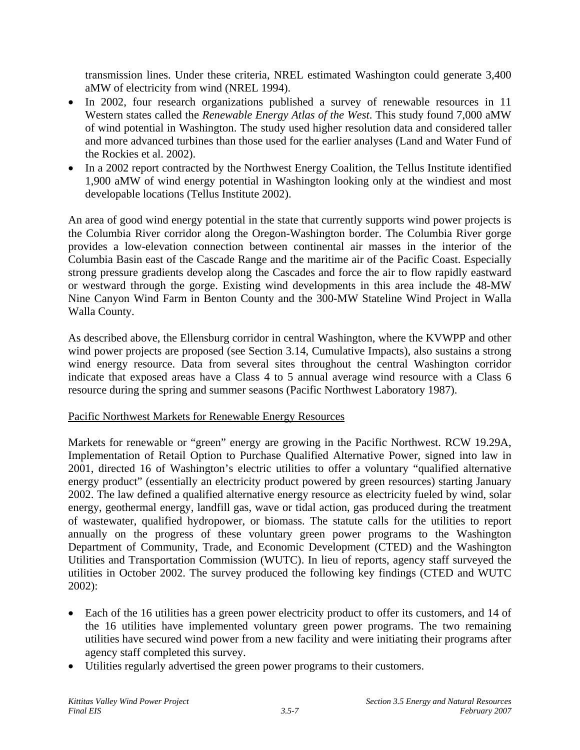transmission lines. Under these criteria, NREL estimated Washington could generate 3,400 aMW of electricity from wind (NREL 1994).

- In 2002, four research organizations published a survey of renewable resources in 11 Western states called the *Renewable Energy Atlas of the West*. This study found 7,000 aMW of wind potential in Washington. The study used higher resolution data and considered taller and more advanced turbines than those used for the earlier analyses (Land and Water Fund of the Rockies et al. 2002).
- In a 2002 report contracted by the Northwest Energy Coalition, the Tellus Institute identified 1,900 aMW of wind energy potential in Washington looking only at the windiest and most developable locations (Tellus Institute 2002).

An area of good wind energy potential in the state that currently supports wind power projects is the Columbia River corridor along the Oregon-Washington border. The Columbia River gorge provides a low-elevation connection between continental air masses in the interior of the Columbia Basin east of the Cascade Range and the maritime air of the Pacific Coast. Especially strong pressure gradients develop along the Cascades and force the air to flow rapidly eastward or westward through the gorge. Existing wind developments in this area include the 48-MW Nine Canyon Wind Farm in Benton County and the 300-MW Stateline Wind Project in Walla Walla County.

As described above, the Ellensburg corridor in central Washington, where the KVWPP and other wind power projects are proposed (see Section 3.14, Cumulative Impacts), also sustains a strong wind energy resource. Data from several sites throughout the central Washington corridor indicate that exposed areas have a Class 4 to 5 annual average wind resource with a Class 6 resource during the spring and summer seasons (Pacific Northwest Laboratory 1987).

<u>Pacific Northwest Markets for Renewable Energy Resources</u>

Markets for renewable or "green" energy are growing in the Pacific Northwest. RCW 19.29A, Implementation of Retail Option to Purchase Qualified Alternative Power, signed into law in 2001, directed 16 of Washington's electric utilities to offer a voluntary "qualified alternative energy product" (essentially an electricity product powered by green resources) starting January 2002. The law defined a qualified alternative energy resource as electricity fueled by wind, solar energy, geothermal energy, landfill gas, wave or tidal action, gas produced during the treatment of wastewater, qualified hydropower, or biomass. The statute calls for the utilities to report annually on the progress of these voluntary green power programs to the Washington Department of Community, Trade, and Economic Development (CTED) and the Washington Utilities and Transportation Commission (WUTC). In lieu of reports, agency staff surveyed the utilities in October 2002. The survey produced the following key findings (CTED and WUTC 2002):

- Each of the 16 utilities has a green power electricity product to offer its customers, and 14 of the 16 utilities have implemented voluntary green power programs. The two remaining utilities have secured wind power from a new facility and were initiating their programs after agency staff completed this survey.
- Utilities regularly advertised the green power programs to their customers.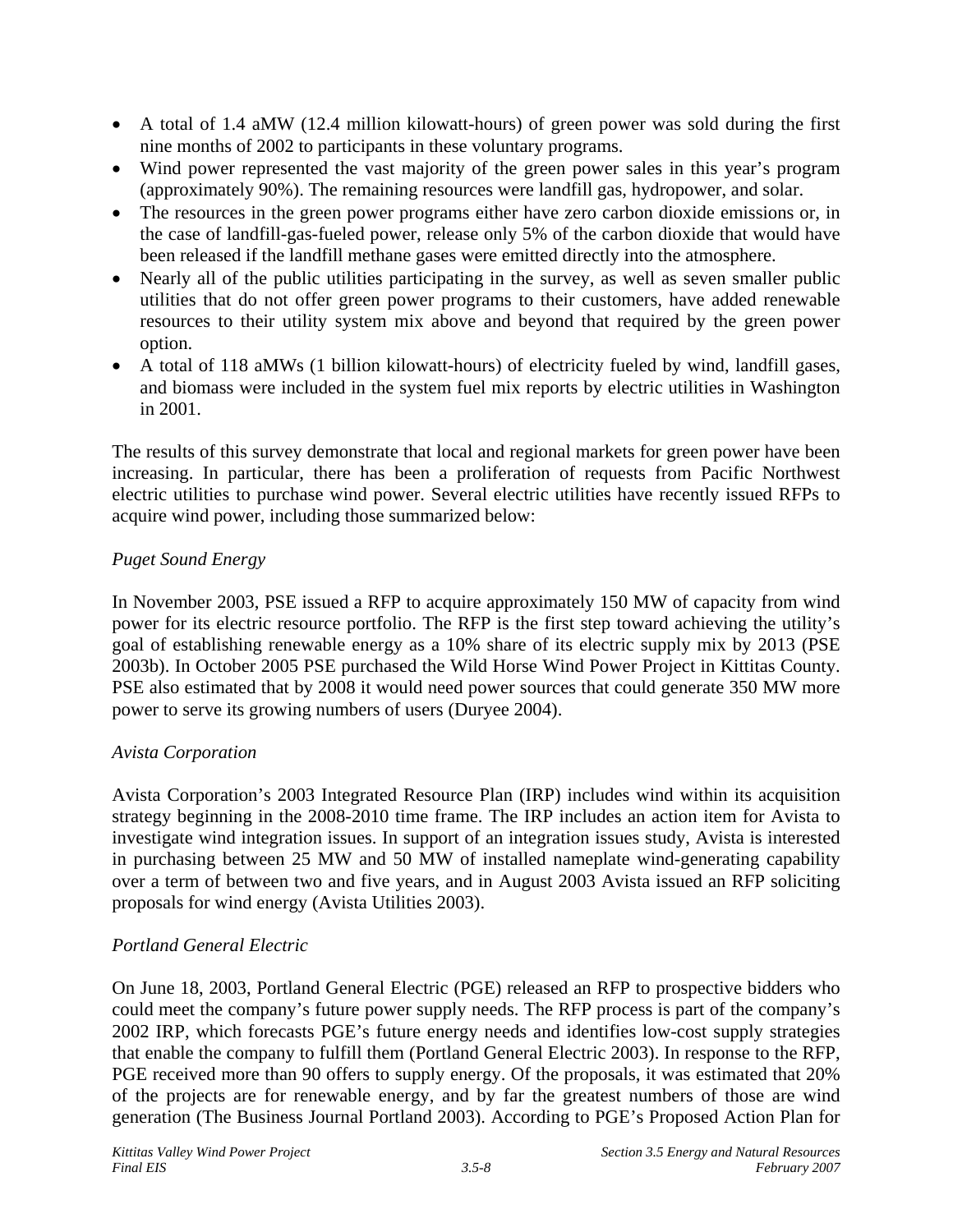- A total of 1.4 aMW (12.4 million kilowatt-hours) of green power was sold during the first nine months of 2002 to participants in these voluntary programs.
- Wind power represented the vast majority of the green power sales in this year's program (approximately 90%). The remaining resources were landfill gas, hydropower, and solar.
- The resources in the green power programs either have zero carbon dioxide emissions or, in the case of landfill-gas-fueled power, release only 5% of the carbon dioxide that would have been released if the landfill methane gases were emitted directly into the atmosphere.
- Nearly all of the public utilities participating in the survey, as well as seven smaller public utilities that do not offer green power programs to their customers, have added renewable resources to their utility system mix above and beyond that required by the green power option.
- A total of 118 aMWs (1 billion kilowatt-hours) of electricity fueled by wind, landfill gases, and biomass were included in the system fuel mix reports by electric utilities in Washington in 2001.

The results of this survey demonstrate that local and regional markets for green power have been increasing. In particular, there has been a proliferation of requests from Pacific Northwest electric utilities to purchase wind power. Several electric utilities have recently issued RFPs to acquire wind power, including those summarized below:

*Puget Sound Energy*

In November 2003, PSE issued a RFP to acquire approximately 150 MW of capacity from wind power for its electric resource portfolio. The RFP is the first step toward achieving the utility's goal of establishing renewable energy as a 10% share of its electric supply mix by 2013 (PSE 2003b). In October 2005 PSE purchased the Wild Horse Wind Power Project in Kittitas County. PSE also estimated that by 2008 it would need power sources that could generate 350 MW more power to serve its growing numbers of users (Duryee 2004).

*Avista Corporation*

Avista Corporation's 2003 Integrated Resource Plan (IRP) includes wind within its acquisition strategy beginning in the 2008-2010 time frame. The IRP includes an action item for Avista to investigate wind integration issues. In support of an integration issues study, Avista is interested in purchasing between 25 MW and 50 MW of installed nameplate wind-generating capability over a term of between two and five years, and in August 2003 Avista issued an RFP soliciting proposals for wind energy (Avista Utilities 2003).

*Portland General Electric*

On June 18, 2003, Portland General Electric (PGE) released an RFP to prospective bidders who could meet the company's future power supply needs. The RFP process is part of the company's 2002 IRP, which forecasts PGE's future energy needs and identifies low-cost supply strategies that enable the company to fulfill them (Portland General Electric 2003). In response to the RFP, PGE received more than 90 offers to supply energy. Of the proposals, it was estimated that 20% of the projects are for renewable energy, and by far the greatest numbers of those are wind generation (The Business Journal Portland 2003). According to PGE's Proposed Action Plan for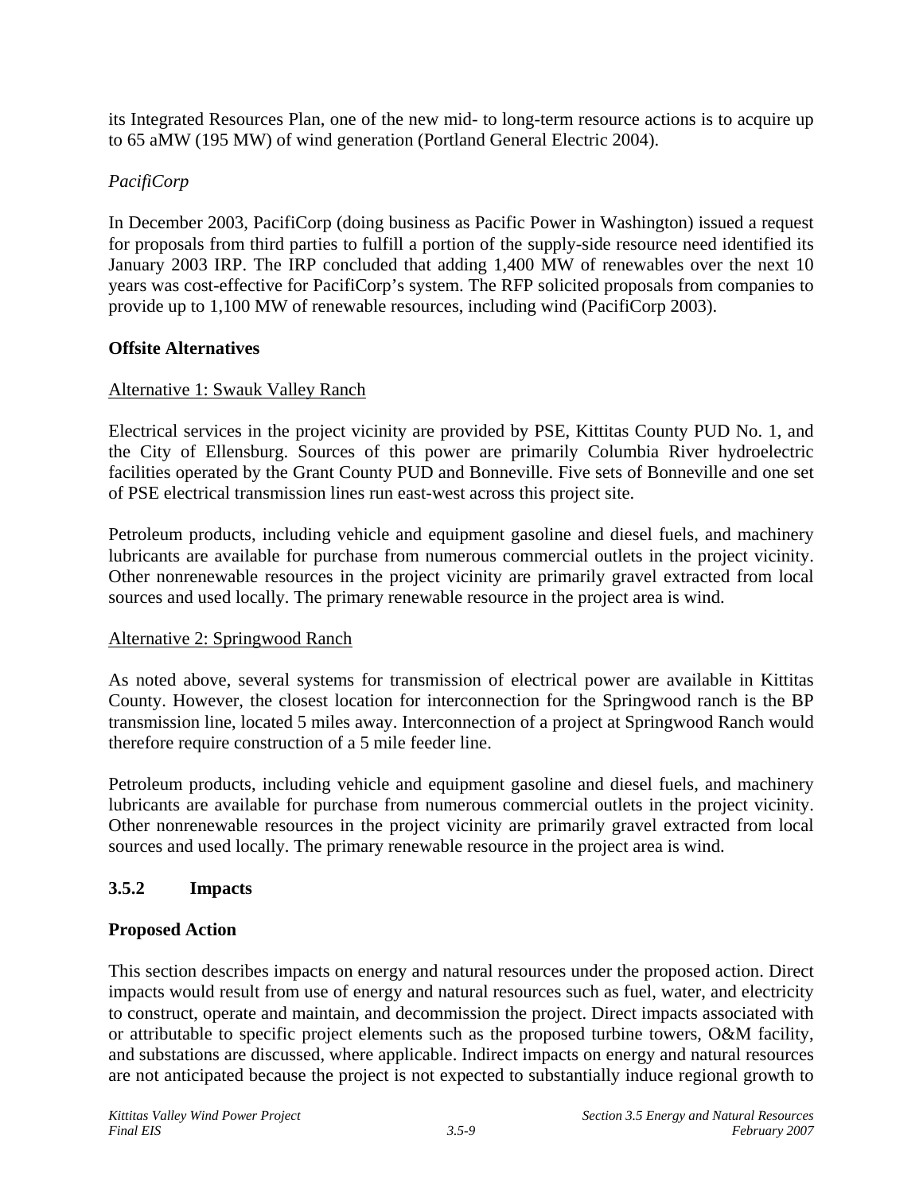its Integrated Resources Plan, one of the new mid- to long-term resource actions is to acquire up to 65 aMW (195 MW) of wind generation (Portland General Electric 2004).

*PacifiCorp*

In December 2003, PacifiCorp (doing business as Pacific Power in Washington) issued a request for proposals from third parties to fulfill a portion of the supply-side resource need identified its January 2003 IRP. The IRP concluded that adding 1,400 MW of renewables over the next 10 years was cost-effective for PacifiCorp's system. The RFP solicited proposals from companies to provide up to 1,100 MW of renewable resources, including wind (PacifiCorp 2003).

**Offsite Alternatives**

<u>Alternative 1: Swauk Valley Ranch</u>

Electrical services in the project vicinity are provided by PSE, Kittitas County PUD No. 1, and the City of Ellensburg. Sources of this power are primarily Columbia River hydroelectric facilities operated by the Grant County PUD and Bonneville. Five sets of Bonneville and one set of PSE electrical transmission lines run east-west across this project site.

Petroleum products, including vehicle and equipment gasoline and diesel fuels, and machinery lubricants are available for purchase from numerous commercial outlets in the project vicinity. Other nonrenewable resources in the project vicinity are primarily gravel extracted from local sources and used locally. The primary renewable resource in the project area is wind.

<u>Alternative 2: Springwood Ranch</u>

As noted above, several systems for transmission of electrical power are available in Kittitas County. However, the closest location for interconnection for the Springwood ranch is the BP transmission line, located 5 miles away. Interconnection of a project at Springwood Ranch would therefore require construction of a 5 mile feeder line.

Petroleum products, including vehicle and equipment gasoline and diesel fuels, and machinery lubricants are available for purchase from numerous commercial outlets in the project vicinity. Other nonrenewable resources in the project vicinity are primarily gravel extracted from local sources and used locally. The primary renewable resource in the project area is wind.

### 3.5.2 Impacts

**Proposed Action**

This section describes impacts on energy and natural resources under the proposed action. Direct impacts would result from use of energy and natural resources such as fuel, water, and electricity to construct, operate and maintain, and decommission the project. Direct impacts associated with or attributable to specific project elements such as the proposed turbine towers, O&M facility, and substations are discussed, where applicable. Indirect impacts on energy and natural resources are not anticipated because the project is not expected to substantially induce regional growth to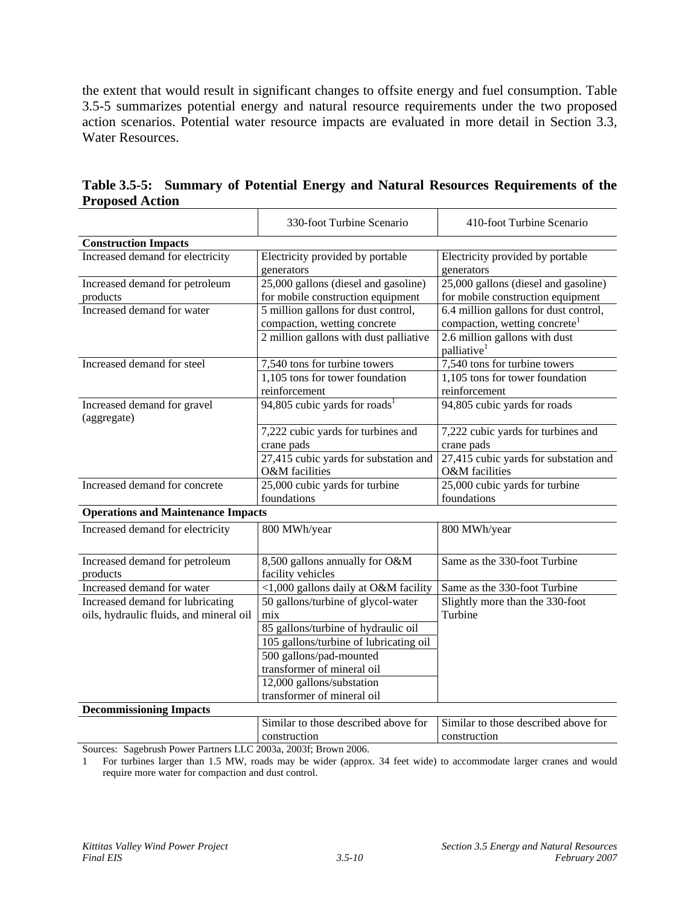the extent that would result in significant changes to offsite energy and fuel consumption. Table 3.5-5 summarizes potential energy and natural resource requirements under the two proposed action scenarios. Potential water resource impacts are evaluated in more detail in Section 3.3, Water Resources.

**Table 3.5-5: Summary of Potential Energy and Natural Resources Requirements of the Proposed Action**

| | 330-foot Turbine Scenario | 410-foot Turbine Scenario |
|---|---|---|
| **Construction Impacts** | | |
| Increased demand for electricity | Electricity provided by portable generators | Electricity provided by portable generators |
| Increased demand for petroleum products | 25,000 gallons (diesel and gasoline) for mobile construction equipment | 25,000 gallons (diesel and gasoline) for mobile construction equipment |
| Increased demand for water | 5 million gallons for dust control, compaction, wetting concrete | 6.4 million gallons for dust control, compaction, wetting concrete[1] |
| | 2 million gallons with dust palliative | 2.6 million gallons with dust palliative[1] |
| Increased demand for steel | 7,540 tons for turbine towers | 7,540 tons for turbine towers |
| | 1,105 tons for tower foundation reinforcement | 1,105 tons for tower foundation reinforcement |
| Increased demand for gravel (aggregate) | 94,805 cubic yards for roads[1] | 94,805 cubic yards for roads |
| | 7,222 cubic yards for turbines and crane pads | 7,222 cubic yards for turbines and crane pads |
| | 27,415 cubic yards for substation and O&M facilities | 27,415 cubic yards for substation and O&M facilities |
| Increased demand for concrete | 25,000 cubic yards for turbine foundations | 25,000 cubic yards for turbine foundations |
| **Operations and Maintenance Impacts** | | |
| Increased demand for electricity | 800 MWh/year | 800 MWh/year |
| Increased demand for petroleum products | 8,500 gallons annually for O&M facility vehicles | Same as the 330-foot Turbine |
| Increased demand for water | <1,000 gallons daily at O&M facility | Same as the 330-foot Turbine |
| Increased demand for lubricating oils, hydraulic fluids, and mineral oil | 50 gallons/turbine of glycol-water mix | Slightly more than the 330-foot Turbine |
| | 85 gallons/turbine of hydraulic oil | |
| | 105 gallons/turbine of lubricating oil | |
| | 500 gallons/pad-mounted transformer of mineral oil | |
| | 12,000 gallons/substation transformer of mineral oil | |
| **Decommissioning Impacts** | | |
| | Similar to those described above for construction | Similar to those described above for construction |

Sources: Sagebrush Power Partners LLC 2003a, 2003f; Brown 2006.

1 For turbines larger than 1.5 MW, roads may be wider (approx. 34 feet wide) to accommodate larger cranes and would require more water for compaction and dust control.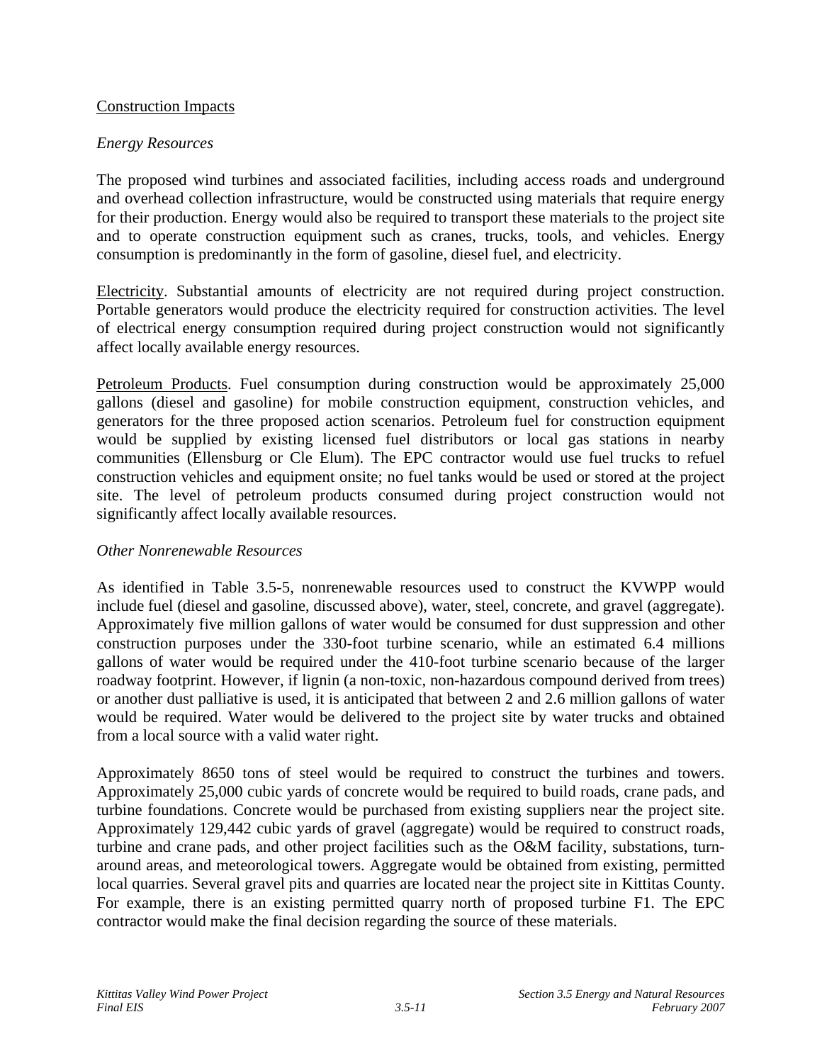Construction Impacts

*Energy Resources*

The proposed wind turbines and associated facilities, including access roads and underground and overhead collection infrastructure, would be constructed using materials that require energy for their production. Energy would also be required to transport these materials to the project site and to operate construction equipment such as cranes, trucks, tools, and vehicles. Energy consumption is predominantly in the form of gasoline, diesel fuel, and electricity.

Electricity. Substantial amounts of electricity are not required during project construction. Portable generators would produce the electricity required for construction activities. The level of electrical energy consumption required during project construction would not significantly affect locally available energy resources.

Petroleum Products. Fuel consumption during construction would be approximately 25,000 gallons (diesel and gasoline) for mobile construction equipment, construction vehicles, and generators for the three proposed action scenarios. Petroleum fuel for construction equipment would be supplied by existing licensed fuel distributors or local gas stations in nearby communities (Ellensburg or Cle Elum). The EPC contractor would use fuel trucks to refuel construction vehicles and equipment onsite; no fuel tanks would be used or stored at the project site. The level of petroleum products consumed during project construction would not significantly affect locally available resources.

*Other Nonrenewable Resources*

As identified in Table 3.5-5, nonrenewable resources used to construct the KVWPP would include fuel (diesel and gasoline, discussed above), water, steel, concrete, and gravel (aggregate). Approximately five million gallons of water would be consumed for dust suppression and other construction purposes under the 330-foot turbine scenario, while an estimated 6.4 millions gallons of water would be required under the 410-foot turbine scenario because of the larger roadway footprint. However, if lignin (a non-toxic, non-hazardous compound derived from trees) or another dust palliative is used, it is anticipated that between 2 and 2.6 million gallons of water would be required. Water would be delivered to the project site by water trucks and obtained from a local source with a valid water right.

Approximately 8650 tons of steel would be required to construct the turbines and towers. Approximately 25,000 cubic yards of concrete would be required to build roads, crane pads, and turbine foundations. Concrete would be purchased from existing suppliers near the project site. Approximately 129,442 cubic yards of gravel (aggregate) would be required to construct roads, turbine and crane pads, and other project facilities such as the O&M facility, substations, turn-around areas, and meteorological towers. Aggregate would be obtained from existing, permitted local quarries. Several gravel pits and quarries are located near the project site in Kittitas County. For example, there is an existing permitted quarry north of proposed turbine F1. The EPC contractor would make the final decision regarding the source of these materials.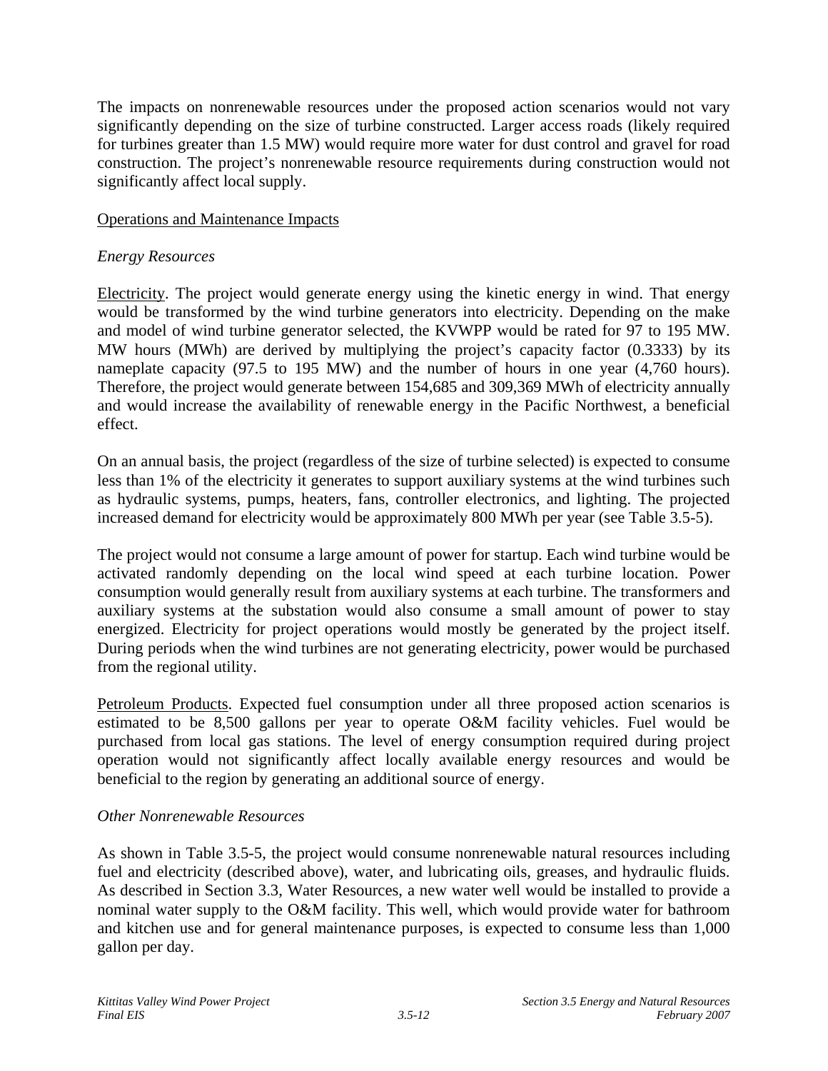The impacts on nonrenewable resources under the proposed action scenarios would not vary significantly depending on the size of turbine constructed. Larger access roads (likely required for turbines greater than 1.5 MW) would require more water for dust control and gravel for road construction. The project's nonrenewable resource requirements during construction would not significantly affect local supply.

<u>Operations and Maintenance Impacts</u>

*Energy Resources*

<u>Electricity</u>. The project would generate energy using the kinetic energy in wind. That energy would be transformed by the wind turbine generators into electricity. Depending on the make and model of wind turbine generator selected, the KVWPP would be rated for 97 to 195 MW. MW hours (MWh) are derived by multiplying the project's capacity factor (0.3333) by its nameplate capacity (97.5 to 195 MW) and the number of hours in one year (4,760 hours). Therefore, the project would generate between 154,685 and 309,369 MWh of electricity annually and would increase the availability of renewable energy in the Pacific Northwest, a beneficial effect.

On an annual basis, the project (regardless of the size of turbine selected) is expected to consume less than 1% of the electricity it generates to support auxiliary systems at the wind turbines such as hydraulic systems, pumps, heaters, fans, controller electronics, and lighting. The projected increased demand for electricity would be approximately 800 MWh per year (see Table 3.5-5).

The project would not consume a large amount of power for startup. Each wind turbine would be activated randomly depending on the local wind speed at each turbine location. Power consumption would generally result from auxiliary systems at each turbine. The transformers and auxiliary systems at the substation would also consume a small amount of power to stay energized. Electricity for project operations would mostly be generated by the project itself. During periods when the wind turbines are not generating electricity, power would be purchased from the regional utility.

<u>Petroleum Products</u>. Expected fuel consumption under all three proposed action scenarios is estimated to be 8,500 gallons per year to operate O&M facility vehicles. Fuel would be purchased from local gas stations. The level of energy consumption required during project operation would not significantly affect locally available energy resources and would be beneficial to the region by generating an additional source of energy.

*Other Nonrenewable Resources*

As shown in Table 3.5-5, the project would consume nonrenewable natural resources including fuel and electricity (described above), water, and lubricating oils, greases, and hydraulic fluids. As described in Section 3.3, Water Resources, a new water well would be installed to provide a nominal water supply to the O&M facility. This well, which would provide water for bathroom and kitchen use and for general maintenance purposes, is expected to consume less than 1,000 gallon per day.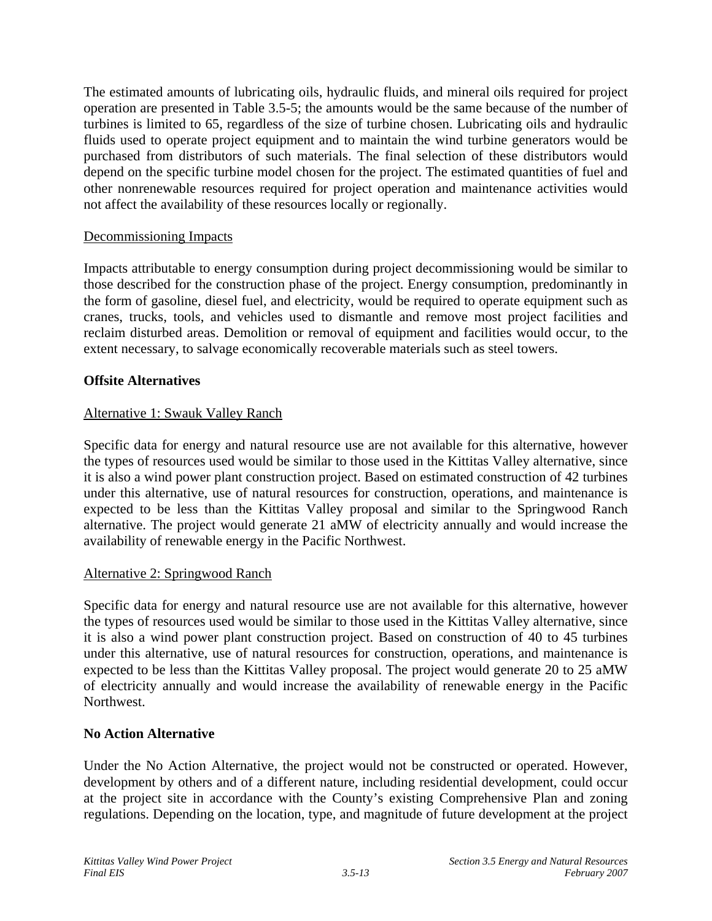The estimated amounts of lubricating oils, hydraulic fluids, and mineral oils required for project operation are presented in Table 3.5-5; the amounts would be the same because of the number of turbines is limited to 65, regardless of the size of turbine chosen. Lubricating oils and hydraulic fluids used to operate project equipment and to maintain the wind turbine generators would be purchased from distributors of such materials. The final selection of these distributors would depend on the specific turbine model chosen for the project. The estimated quantities of fuel and other nonrenewable resources required for project operation and maintenance activities would not affect the availability of these resources locally or regionally.

<u>Decommissioning Impacts</u>

Impacts attributable to energy consumption during project decommissioning would be similar to those described for the construction phase of the project. Energy consumption, predominantly in the form of gasoline, diesel fuel, and electricity, would be required to operate equipment such as cranes, trucks, tools, and vehicles used to dismantle and remove most project facilities and reclaim disturbed areas. Demolition or removal of equipment and facilities would occur, to the extent necessary, to salvage economically recoverable materials such as steel towers.

**Offsite Alternatives**

<u>Alternative 1: Swauk Valley Ranch</u>

Specific data for energy and natural resource use are not available for this alternative, however the types of resources used would be similar to those used in the Kittitas Valley alternative, since it is also a wind power plant construction project. Based on estimated construction of 42 turbines under this alternative, use of natural resources for construction, operations, and maintenance is expected to be less than the Kittitas Valley proposal and similar to the Springwood Ranch alternative. The project would generate 21 aMW of electricity annually and would increase the availability of renewable energy in the Pacific Northwest.

<u>Alternative 2: Springwood Ranch</u>

Specific data for energy and natural resource use are not available for this alternative, however the types of resources used would be similar to those used in the Kittitas Valley alternative, since it is also a wind power plant construction project. Based on construction of 40 to 45 turbines under this alternative, use of natural resources for construction, operations, and maintenance is expected to be less than the Kittitas Valley proposal. The project would generate 20 to 25 aMW of electricity annually and would increase the availability of renewable energy in the Pacific Northwest.

**No Action Alternative**

Under the No Action Alternative, the project would not be constructed or operated. However, development by others and of a different nature, including residential development, could occur at the project site in accordance with the County's existing Comprehensive Plan and zoning regulations. Depending on the location, type, and magnitude of future development at the project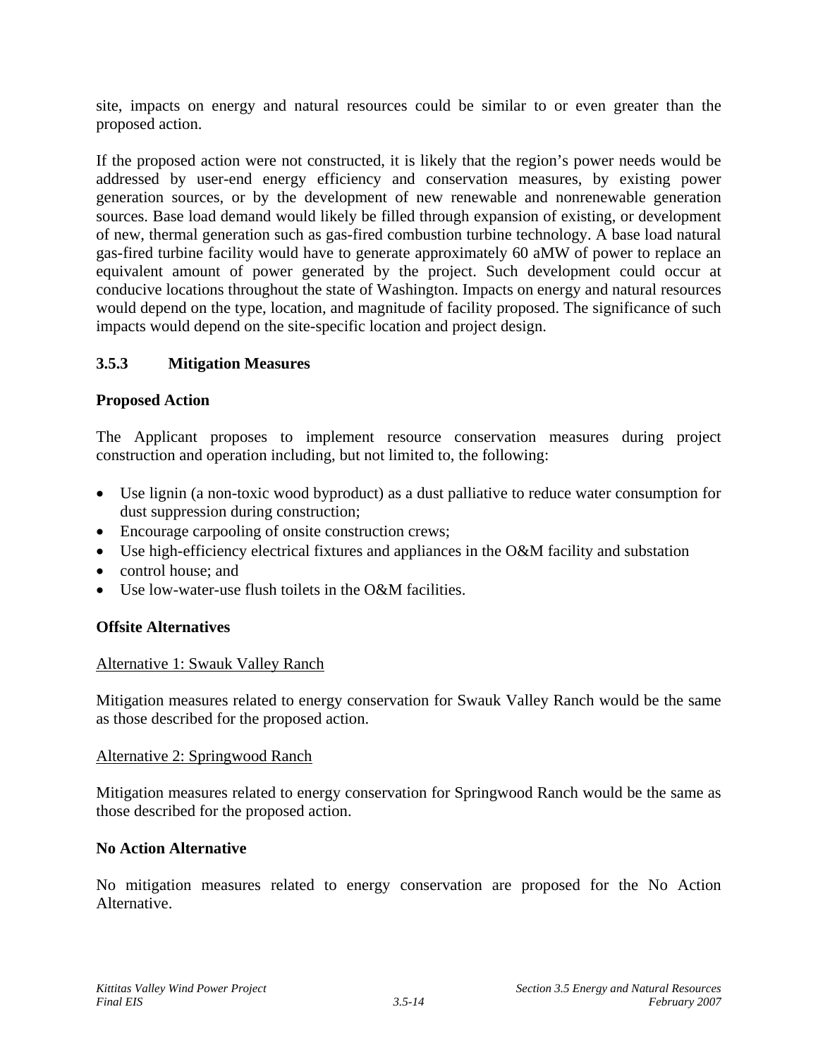site, impacts on energy and natural resources could be similar to or even greater than the proposed action.

If the proposed action were not constructed, it is likely that the region's power needs would be addressed by user-end energy efficiency and conservation measures, by existing power generation sources, or by the development of new renewable and nonrenewable generation sources. Base load demand would likely be filled through expansion of existing, or development of new, thermal generation such as gas-fired combustion turbine technology. A base load natural gas-fired turbine facility would have to generate approximately 60 aMW of power to replace an equivalent amount of power generated by the project. Such development could occur at conducive locations throughout the state of Washington. Impacts on energy and natural resources would depend on the type, location, and magnitude of facility proposed. The significance of such impacts would depend on the site-specific location and project design.

### 3.5.3 Mitigation Measures

**Proposed Action**

The Applicant proposes to implement resource conservation measures during project construction and operation including, but not limited to, the following:

- Use lignin (a non-toxic wood byproduct) as a dust palliative to reduce water consumption for dust suppression during construction;
- Encourage carpooling of onsite construction crews;
- Use high-efficiency electrical fixtures and appliances in the O&M facility and substation
- control house; and
- Use low-water-use flush toilets in the O&M facilities.

**Offsite Alternatives**

Alternative 1: Swauk Valley Ranch

Mitigation measures related to energy conservation for Swauk Valley Ranch would be the same as those described for the proposed action.

Alternative 2: Springwood Ranch

Mitigation measures related to energy conservation for Springwood Ranch would be the same as those described for the proposed action.

**No Action Alternative**

No mitigation measures related to energy conservation are proposed for the No Action Alternative.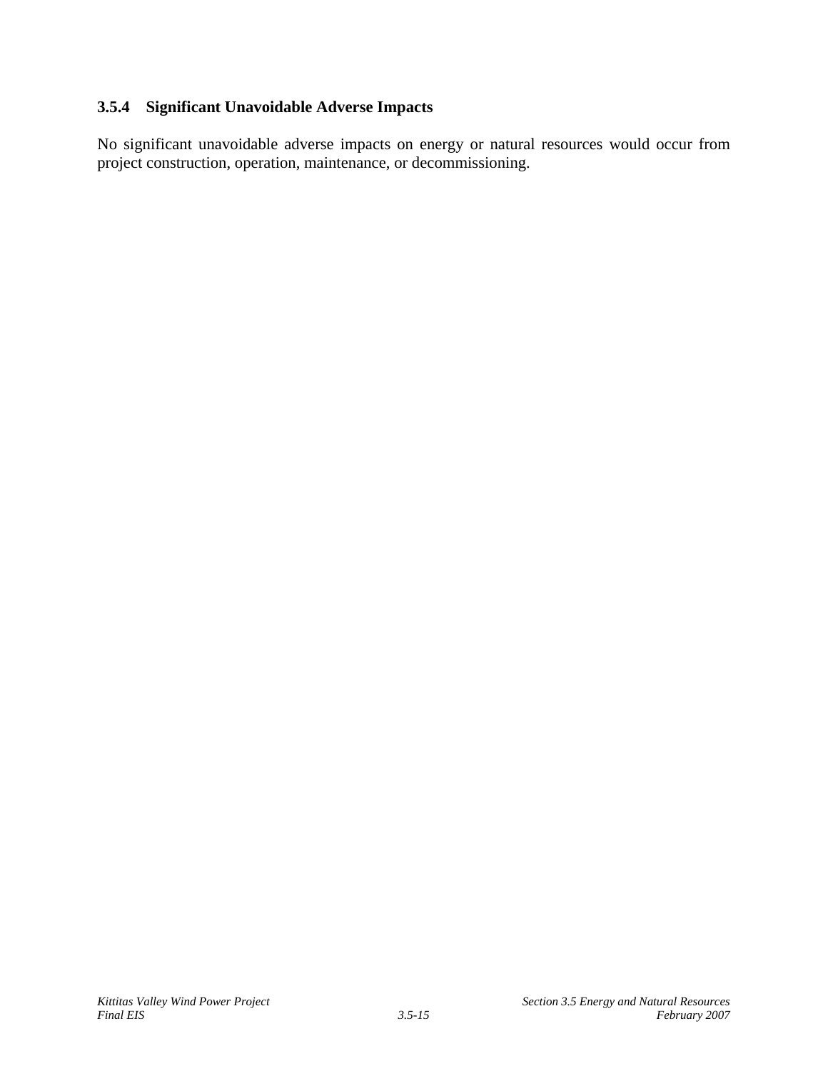### 3.5.4 Significant Unavoidable Adverse Impacts

No significant unavoidable adverse impacts on energy or natural resources would occur from project construction, operation, maintenance, or decommissioning.